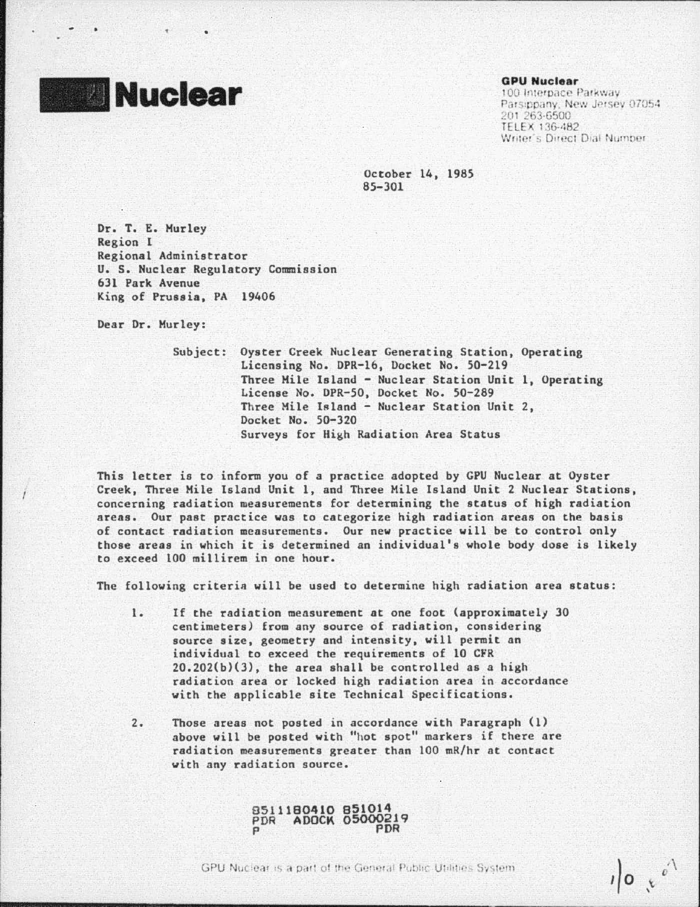# Nuclear

**GPU Nuclear**
100 Interpace Parkway
Parsippany, New Jersey 07054
201 263-6500
TELEX 136-482
Writer's Direct Dial Number

October 14, 1985
85-301

Dr. T. E. Murley
Region I
Regional Administrator
U. S. Nuclear Regulatory Commission
631 Park Avenue
King of Prussia, PA 19406

Dear Dr. Murley:

Subject: Oyster Creek Nuclear Generating Station, Operating Licensing No. DPR-16, Docket No. 50-219
Three Mile Island - Nuclear Station Unit 1, Operating License No. DPR-50, Docket No. 50-289
Three Mile Island - Nuclear Station Unit 2, Docket No. 50-320
Surveys for High Radiation Area Status

This letter is to inform you of a practice adopted by GPU Nuclear at Oyster Creek, Three Mile Island Unit 1, and Three Mile Island Unit 2 Nuclear Stations, concerning radiation measurements for determining the status of high radiation areas. Our past practice was to categorize high radiation areas on the basis of contact radiation measurements. Our new practice will be to control only those areas in which it is determined an individual's whole body dose is likely to exceed 100 millirem in one hour.

The following criteria will be used to determine high radiation area status:

1. If the radiation measurement at one foot (approximately 30 centimeters) from any source of radiation, considering source size, geometry and intensity, will permit an individual to exceed the requirements of 10 CFR 20.202(b)(3), the area shall be controlled as a high radiation area or locked high radiation area in accordance with the applicable site Technical Specifications.

2. Those areas not posted in accordance with Paragraph (1) above will be posted with "hot spot" markers if there are radiation measurements greater than 100 mR/hr at contact with any radiation source.

8511180410 851014
PDR ADOCK 05000219
P PDR

GPU Nuclear is a part of the General Public Utilities System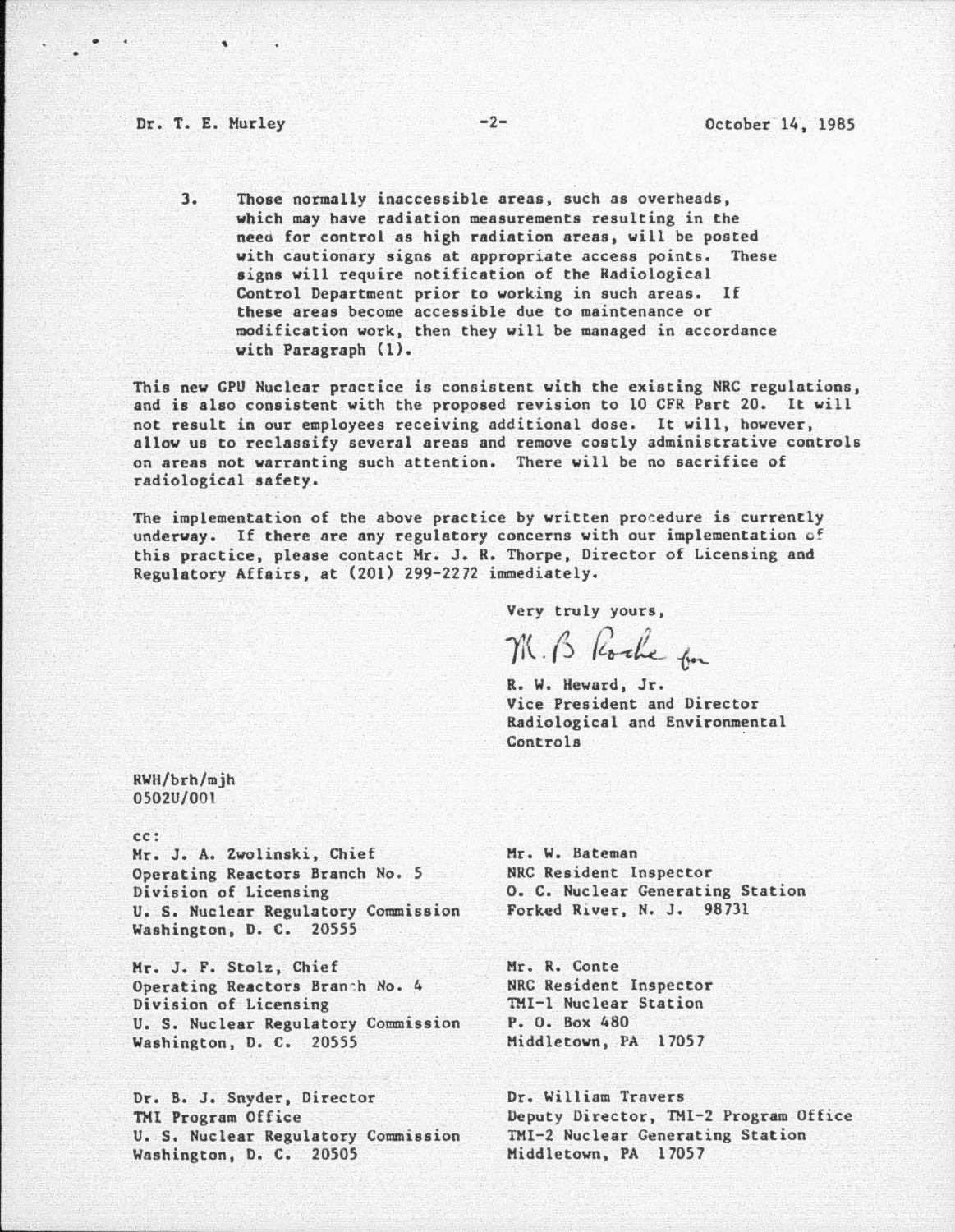3. Those normally inaccessible areas, such as overheads, which may have radiation measurements resulting in the need for control as high radiation areas, will be posted with cautionary signs at appropriate access points. These signs will require notification of the Radiological Control Department prior to working in such areas. If these areas become accessible due to maintenance or modification work, then they will be managed in accordance with Paragraph (1).

This new GPU Nuclear practice is consistent with the existing NRC regulations, and is also consistent with the proposed revision to 10 CFR Part 20. It will not result in our employees receiving additional dose. It will, however, allow us to reclassify several areas and remove costly administrative controls on areas not warranting such attention. There will be no sacrifice of radiological safety.

The implementation of the above practice by written procedure is currently underway. If there are any regulatory concerns with our implementation of this practice, please contact Mr. J. R. Thorpe, Director of Licensing and Regulatory Affairs, at (201) 299-2272 immediately.

Very truly yours,

M. B. Roche for

R. W. Heward, Jr.
Vice President and Director
Radiological and Environmental
Controls

RWH/brh/mjh
0502U/001

cc:

Mr. J. A. Zwolinski, Chief
Operating Reactors Branch No. 5
Division of Licensing
U. S. Nuclear Regulatory Commission
Washington, D. C. 20555

Mr. J. F. Stolz, Chief
Operating Reactors Branch No. 4
Division of Licensing
U. S. Nuclear Regulatory Commission
Washington, D. C. 20555

Dr. B. J. Snyder, Director
TMI Program Office
U. S. Nuclear Regulatory Commission
Washington, D. C. 20505

Mr. W. Bateman
NRC Resident Inspector
O. C. Nuclear Generating Station
Forked River, N. J. 98731

Mr. R. Conte
NRC Resident Inspector
TMI-1 Nuclear Station
P. O. Box 480
Middletown, PA 17057

Dr. William Travers
Deputy Director, TMI-2 Program Office
TMI-2 Nuclear Generating Station
Middletown, PA 17057